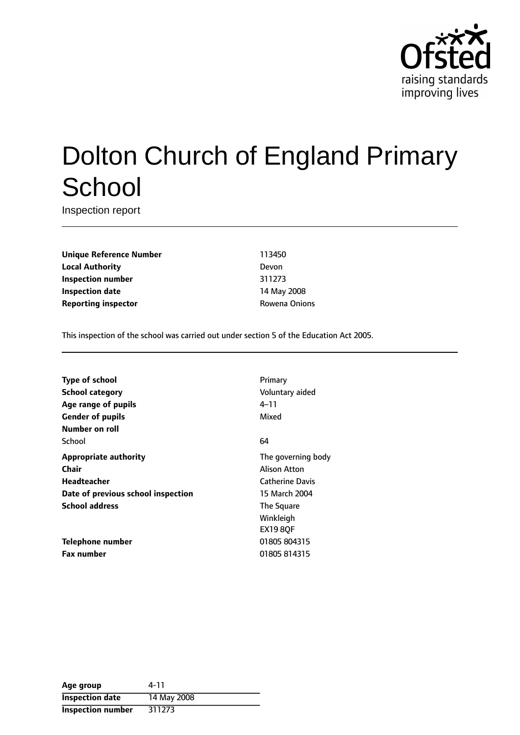# Dolton Church of England Primary School

Inspection report

| | |
|---|---|
| **Unique Reference Number** | 113450 |
| **Local Authority** | Devon |
| **Inspection number** | 311273 |
| **Inspection date** | 14 May 2008 |
| **Reporting inspector** | Rowena Onions |

This inspection of the school was carried out under section 5 of the Education Act 2005.

| | |
|---|---|
| **Type of school** | Primary |
| **School category** | Voluntary aided |
| **Age range of pupils** | 4–11 |
| **Gender of pupils** | Mixed |
| **Number on roll** | |
| School | 64 |
| **Appropriate authority** | The governing body |
| **Chair** | Alison Atton |
| **Headteacher** | Catherine Davis |
| **Date of previous school inspection** | 15 March 2004 |
| **School address** | The Square<br>Winkleigh<br>EX19 8QF |
| **Telephone number** | 01805 804315 |
| **Fax number** | 01805 814315 |

| | |
|---|---|
| **Age group** | 4-11 |
| **Inspection date** | 14 May 2008 |
| **Inspection number** | 311273 |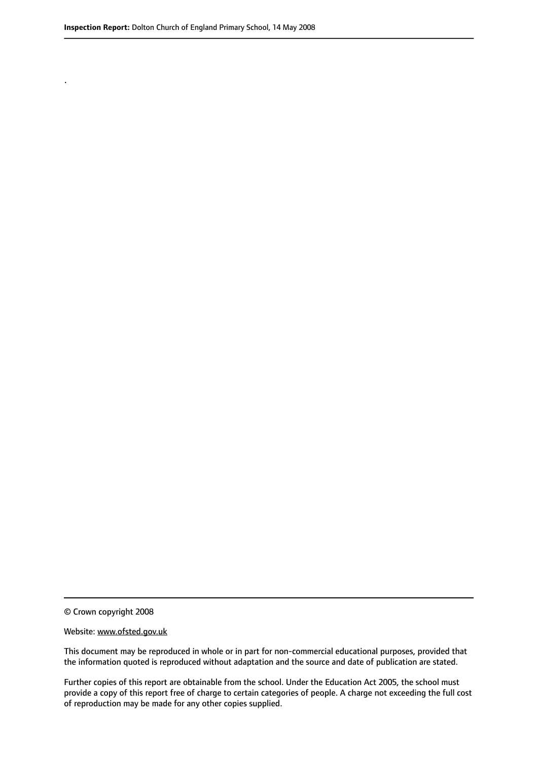.

© Crown copyright 2008

Website: www.ofsted.gov.uk

This document may be reproduced in whole or in part for non-commercial educational purposes, provided that the information quoted is reproduced without adaptation and the source and date of publication are stated.

Further copies of this report are obtainable from the school. Under the Education Act 2005, the school must provide a copy of this report free of charge to certain categories of people. A charge not exceeding the full cost of reproduction may be made for any other copies supplied.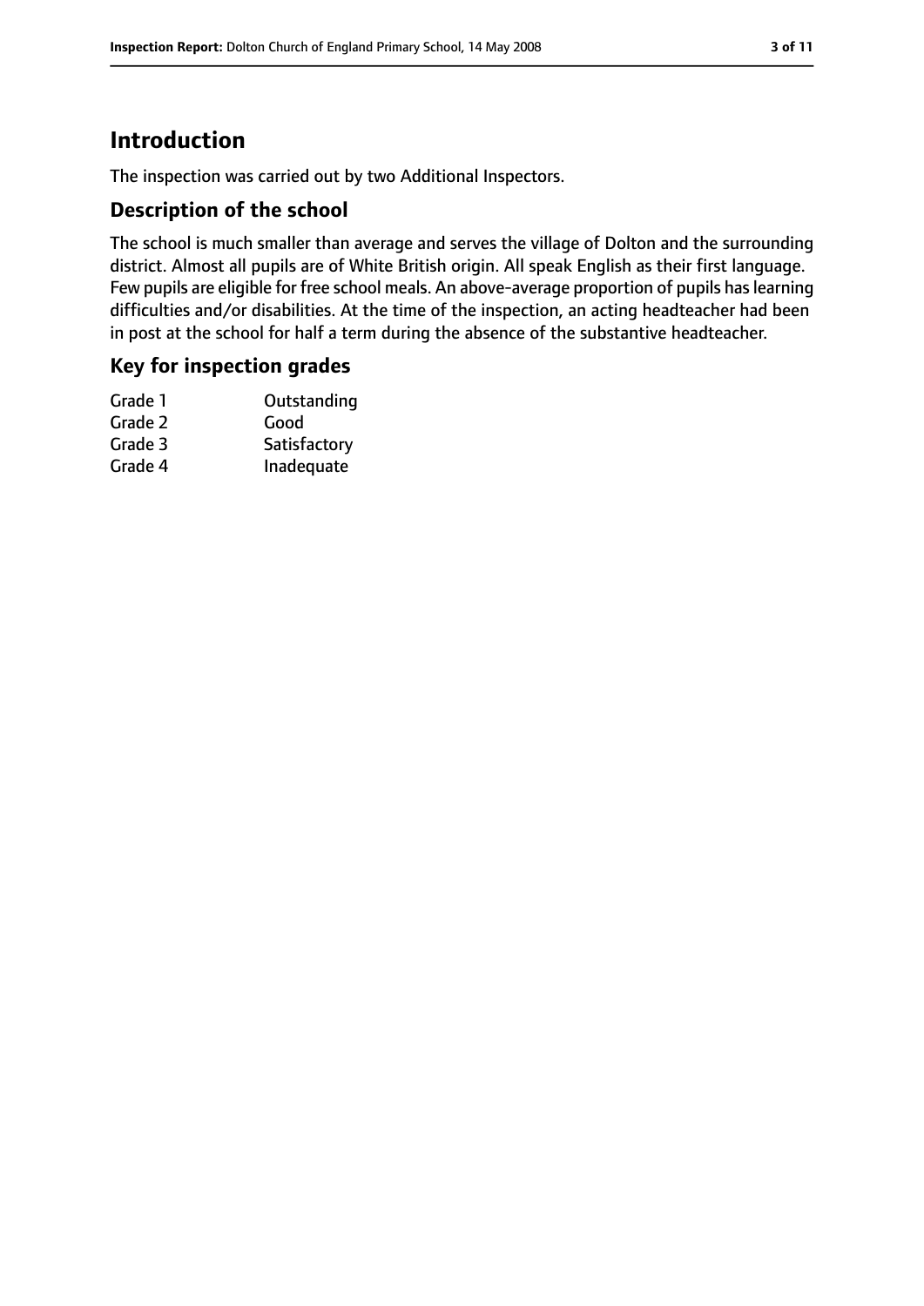# Introduction

The inspection was carried out by two Additional Inspectors.

## Description of the school

The school is much smaller than average and serves the village of Dolton and the surrounding district. Almost all pupils are of White British origin. All speak English as their first language. Few pupils are eligible for free school meals. An above-average proportion of pupils has learning difficulties and/or disabilities. At the time of the inspection, an acting headteacher had been in post at the school for half a term during the absence of the substantive headteacher.

## Key for inspection grades

| | |
|---|---|
| Grade 1 | Outstanding |
| Grade 2 | Good |
| Grade 3 | Satisfactory |
| Grade 4 | Inadequate |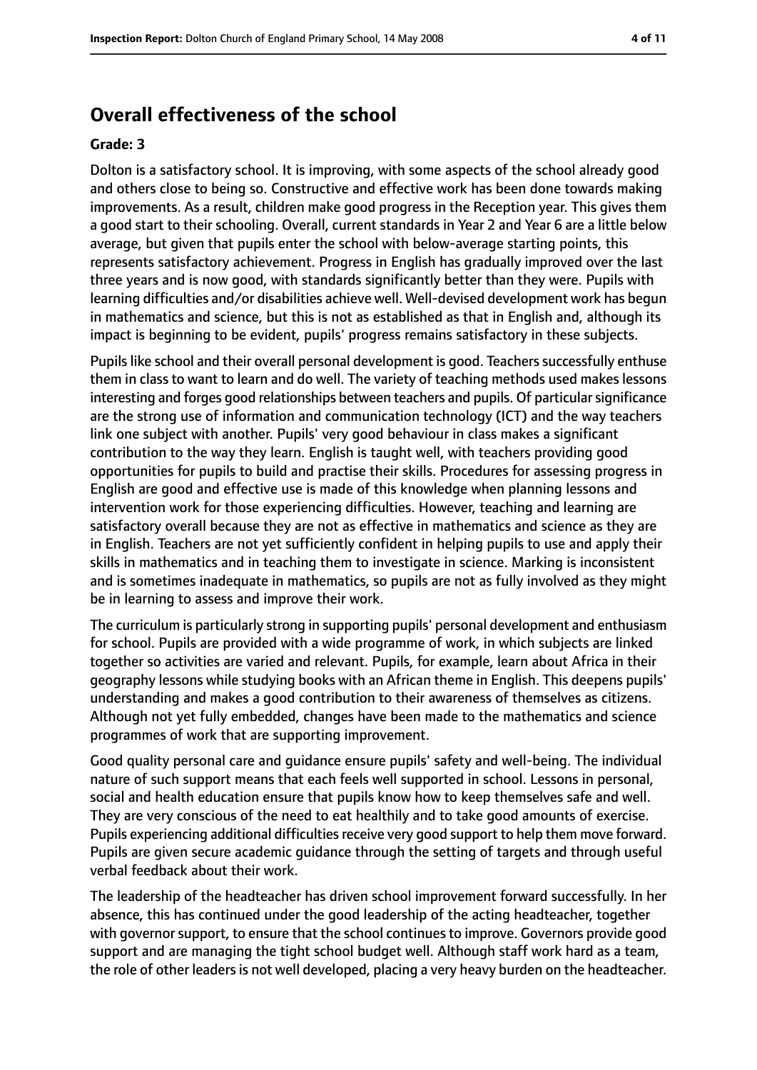## Overall effectiveness of the school

**Grade: 3**

Dolton is a satisfactory school. It is improving, with some aspects of the school already good and others close to being so. Constructive and effective work has been done towards making improvements. As a result, children make good progress in the Reception year. This gives them a good start to their schooling. Overall, current standards in Year 2 and Year 6 are a little below average, but given that pupils enter the school with below-average starting points, this represents satisfactory achievement. Progress in English has gradually improved over the last three years and is now good, with standards significantly better than they were. Pupils with learning difficulties and/or disabilities achieve well. Well-devised development work has begun in mathematics and science, but this is not as established as that in English and, although its impact is beginning to be evident, pupils' progress remains satisfactory in these subjects.

Pupils like school and their overall personal development is good. Teachers successfully enthuse them in class to want to learn and do well. The variety of teaching methods used makes lessons interesting and forges good relationships between teachers and pupils. Of particular significance are the strong use of information and communication technology (ICT) and the way teachers link one subject with another. Pupils' very good behaviour in class makes a significant contribution to the way they learn. English is taught well, with teachers providing good opportunities for pupils to build and practise their skills. Procedures for assessing progress in English are good and effective use is made of this knowledge when planning lessons and intervention work for those experiencing difficulties. However, teaching and learning are satisfactory overall because they are not as effective in mathematics and science as they are in English. Teachers are not yet sufficiently confident in helping pupils to use and apply their skills in mathematics and in teaching them to investigate in science. Marking is inconsistent and is sometimes inadequate in mathematics, so pupils are not as fully involved as they might be in learning to assess and improve their work.

The curriculum is particularly strong in supporting pupils' personal development and enthusiasm for school. Pupils are provided with a wide programme of work, in which subjects are linked together so activities are varied and relevant. Pupils, for example, learn about Africa in their geography lessons while studying books with an African theme in English. This deepens pupils' understanding and makes a good contribution to their awareness of themselves as citizens. Although not yet fully embedded, changes have been made to the mathematics and science programmes of work that are supporting improvement.

Good quality personal care and guidance ensure pupils' safety and well-being. The individual nature of such support means that each feels well supported in school. Lessons in personal, social and health education ensure that pupils know how to keep themselves safe and well. They are very conscious of the need to eat healthily and to take good amounts of exercise. Pupils experiencing additional difficulties receive very good support to help them move forward. Pupils are given secure academic guidance through the setting of targets and through useful verbal feedback about their work.

The leadership of the headteacher has driven school improvement forward successfully. In her absence, this has continued under the good leadership of the acting headteacher, together with governor support, to ensure that the school continues to improve. Governors provide good support and are managing the tight school budget well. Although staff work hard as a team, the role of other leaders is not well developed, placing a very heavy burden on the headteacher.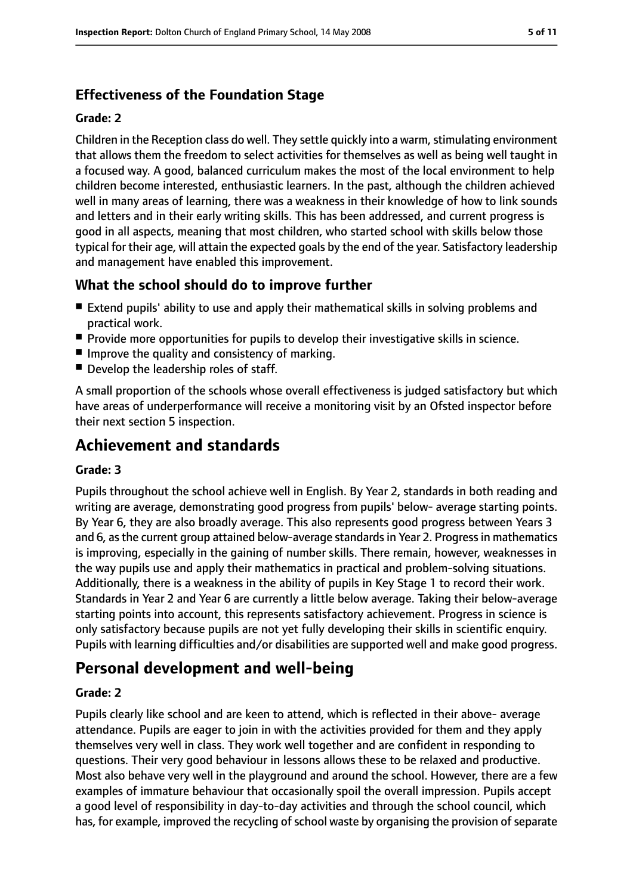### Effectiveness of the Foundation Stage

#### Grade: 2

Children in the Reception class do well. They settle quickly into a warm, stimulating environment that allows them the freedom to select activities for themselves as well as being well taught in a focused way. A good, balanced curriculum makes the most of the local environment to help children become interested, enthusiastic learners. In the past, although the children achieved well in many areas of learning, there was a weakness in their knowledge of how to link sounds and letters and in their early writing skills. This has been addressed, and current progress is good in all aspects, meaning that most children, who started school with skills below those typical for their age, will attain the expected goals by the end of the year. Satisfactory leadership and management have enabled this improvement.

### What the school should do to improve further

- Extend pupils' ability to use and apply their mathematical skills in solving problems and practical work.
- Provide more opportunities for pupils to develop their investigative skills in science.
- Improve the quality and consistency of marking.
- Develop the leadership roles of staff.

A small proportion of the schools whose overall effectiveness is judged satisfactory but which have areas of underperformance will receive a monitoring visit by an Ofsted inspector before their next section 5 inspection.

## Achievement and standards

#### Grade: 3

Pupils throughout the school achieve well in English. By Year 2, standards in both reading and writing are average, demonstrating good progress from pupils' below- average starting points. By Year 6, they are also broadly average. This also represents good progress between Years 3 and 6, as the current group attained below-average standards in Year 2. Progress in mathematics is improving, especially in the gaining of number skills. There remain, however, weaknesses in the way pupils use and apply their mathematics in practical and problem-solving situations. Additionally, there is a weakness in the ability of pupils in Key Stage 1 to record their work. Standards in Year 2 and Year 6 are currently a little below average. Taking their below-average starting points into account, this represents satisfactory achievement. Progress in science is only satisfactory because pupils are not yet fully developing their skills in scientific enquiry. Pupils with learning difficulties and/or disabilities are supported well and make good progress.

## Personal development and well-being

#### Grade: 2

Pupils clearly like school and are keen to attend, which is reflected in their above- average attendance. Pupils are eager to join in with the activities provided for them and they apply themselves very well in class. They work well together and are confident in responding to questions. Their very good behaviour in lessons allows these to be relaxed and productive. Most also behave very well in the playground and around the school. However, there are a few examples of immature behaviour that occasionally spoil the overall impression. Pupils accept a good level of responsibility in day-to-day activities and through the school council, which has, for example, improved the recycling of school waste by organising the provision of separate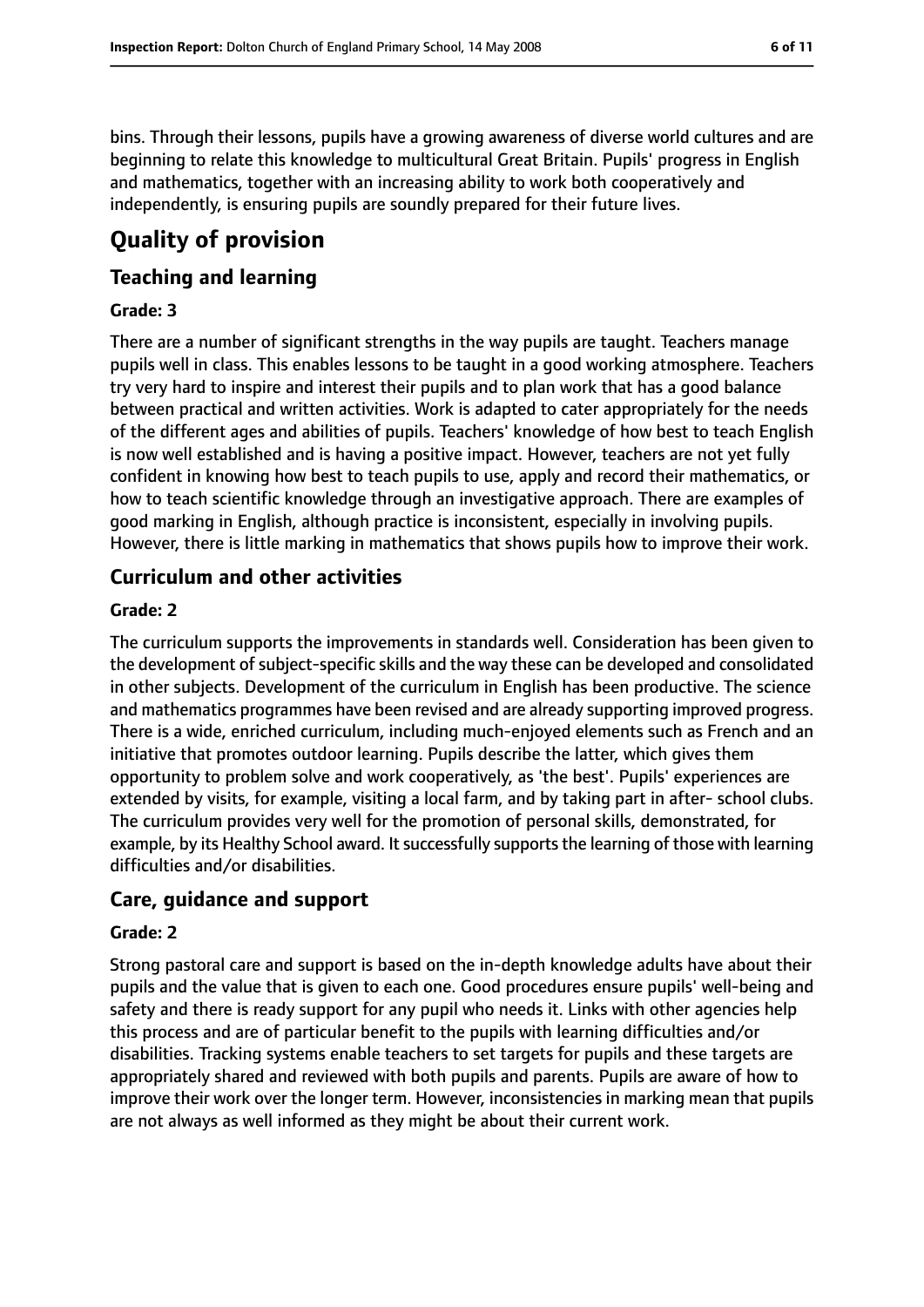bins. Through their lessons, pupils have a growing awareness of diverse world cultures and are beginning to relate this knowledge to multicultural Great Britain. Pupils' progress in English and mathematics, together with an increasing ability to work both cooperatively and independently, is ensuring pupils are soundly prepared for their future lives.

# Quality of provision

## Teaching and learning

### Grade: 3

There are a number of significant strengths in the way pupils are taught. Teachers manage pupils well in class. This enables lessons to be taught in a good working atmosphere. Teachers try very hard to inspire and interest their pupils and to plan work that has a good balance between practical and written activities. Work is adapted to cater appropriately for the needs of the different ages and abilities of pupils. Teachers' knowledge of how best to teach English is now well established and is having a positive impact. However, teachers are not yet fully confident in knowing how best to teach pupils to use, apply and record their mathematics, or how to teach scientific knowledge through an investigative approach. There are examples of good marking in English, although practice is inconsistent, especially in involving pupils. However, there is little marking in mathematics that shows pupils how to improve their work.

## Curriculum and other activities

### Grade: 2

The curriculum supports the improvements in standards well. Consideration has been given to the development of subject-specific skills and the way these can be developed and consolidated in other subjects. Development of the curriculum in English has been productive. The science and mathematics programmes have been revised and are already supporting improved progress. There is a wide, enriched curriculum, including much-enjoyed elements such as French and an initiative that promotes outdoor learning. Pupils describe the latter, which gives them opportunity to problem solve and work cooperatively, as 'the best'. Pupils' experiences are extended by visits, for example, visiting a local farm, and by taking part in after- school clubs. The curriculum provides very well for the promotion of personal skills, demonstrated, for example, by its Healthy School award. It successfully supports the learning of those with learning difficulties and/or disabilities.

## Care, guidance and support

### Grade: 2

Strong pastoral care and support is based on the in-depth knowledge adults have about their pupils and the value that is given to each one. Good procedures ensure pupils' well-being and safety and there is ready support for any pupil who needs it. Links with other agencies help this process and are of particular benefit to the pupils with learning difficulties and/or disabilities. Tracking systems enable teachers to set targets for pupils and these targets are appropriately shared and reviewed with both pupils and parents. Pupils are aware of how to improve their work over the longer term. However, inconsistencies in marking mean that pupils are not always as well informed as they might be about their current work.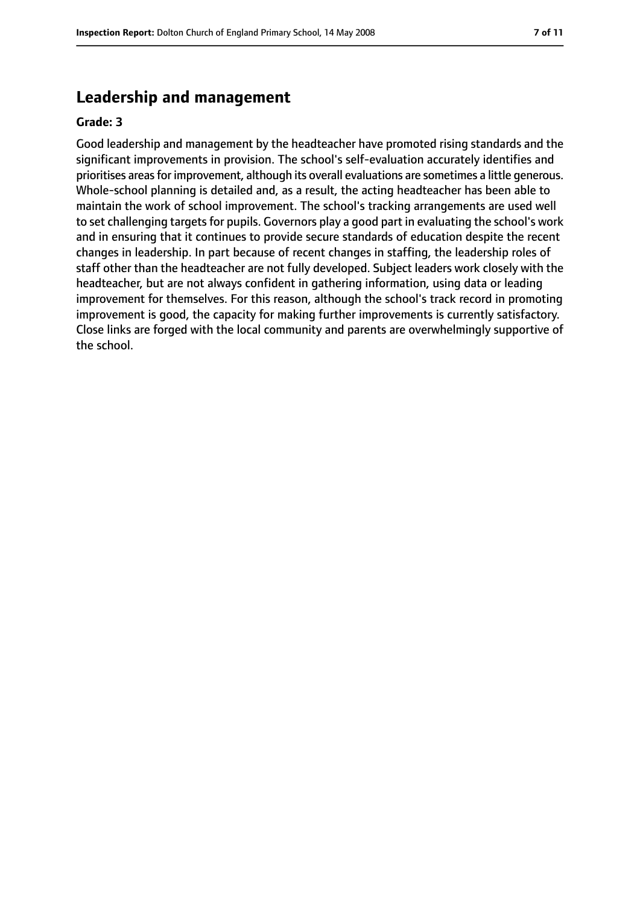## Leadership and management

**Grade: 3**

Good leadership and management by the headteacher have promoted rising standards and the significant improvements in provision. The school's self-evaluation accurately identifies and prioritises areas for improvement, although its overall evaluations are sometimes a little generous. Whole-school planning is detailed and, as a result, the acting headteacher has been able to maintain the work of school improvement. The school's tracking arrangements are used well to set challenging targets for pupils. Governors play a good part in evaluating the school's work and in ensuring that it continues to provide secure standards of education despite the recent changes in leadership. In part because of recent changes in staffing, the leadership roles of staff other than the headteacher are not fully developed. Subject leaders work closely with the headteacher, but are not always confident in gathering information, using data or leading improvement for themselves. For this reason, although the school's track record in promoting improvement is good, the capacity for making further improvements is currently satisfactory. Close links are forged with the local community and parents are overwhelmingly supportive of the school.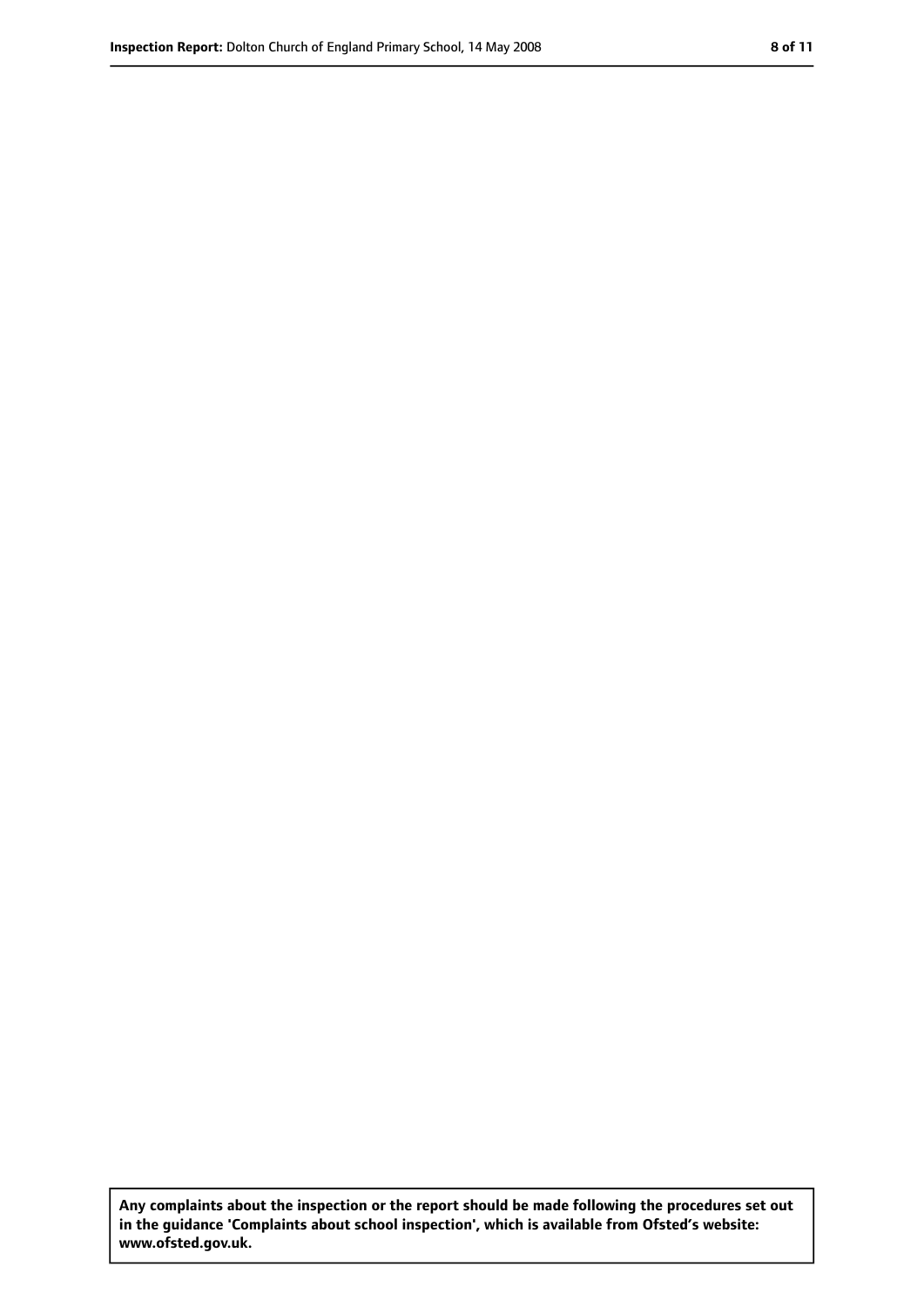**Any complaints about the inspection or the report should be made following the procedures set out in the guidance 'Complaints about school inspection', which is available from Ofsted's website: www.ofsted.gov.uk.**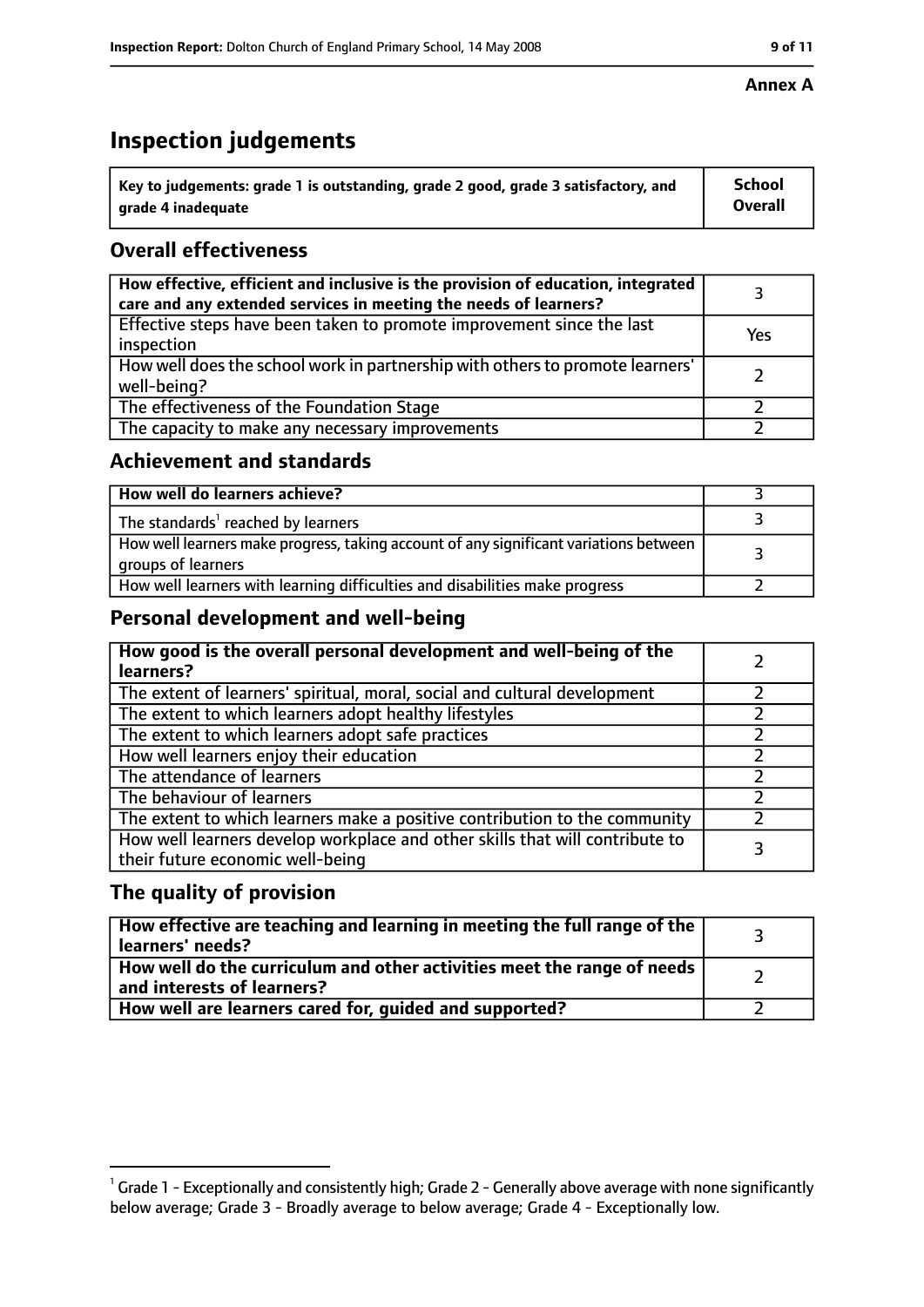**Annex A**

# Inspection judgements

| Key to judgements: grade 1 is outstanding, grade 2 good, grade 3 satisfactory, and grade 4 inadequate | School Overall |
|---|---|

## Overall effectiveness

| | |
|---|---|
| How effective, efficient and inclusive is the provision of education, integrated care and any extended services in meeting the needs of learners? | 3 |
| Effective steps have been taken to promote improvement since the last inspection | Yes |
| How well does the school work in partnership with others to promote learners' well-being? | 2 |
| The effectiveness of the Foundation Stage | 2 |
| The capacity to make any necessary improvements | 2 |

## Achievement and standards

| | |
|---|---|
| **How well do learners achieve?** | 3 |
| The standards[1] reached by learners | 3 |
| How well learners make progress, taking account of any significant variations between groups of learners | 3 |
| How well learners with learning difficulties and disabilities make progress | 2 |

## Personal development and well-being

| | |
|---|---|
| **How good is the overall personal development and well-being of the learners?** | 2 |
| The extent of learners' spiritual, moral, social and cultural development | 2 |
| The extent to which learners adopt healthy lifestyles | 2 |
| The extent to which learners adopt safe practices | 2 |
| How well learners enjoy their education | 2 |
| The attendance of learners | 2 |
| The behaviour of learners | 2 |
| The extent to which learners make a positive contribution to the community | 2 |
| How well learners develop workplace and other skills that will contribute to their future economic well-being | 3 |

## The quality of provision

| | |
|---|---|
| **How effective are teaching and learning in meeting the full range of the learners' needs?** | 3 |
| **How well do the curriculum and other activities meet the range of needs and interests of learners?** | 2 |
| **How well are learners cared for, guided and supported?** | 2 |

[1] Grade 1 - Exceptionally and consistently high; Grade 2 - Generally above average with none significantly below average; Grade 3 - Broadly average to below average; Grade 4 - Exceptionally low.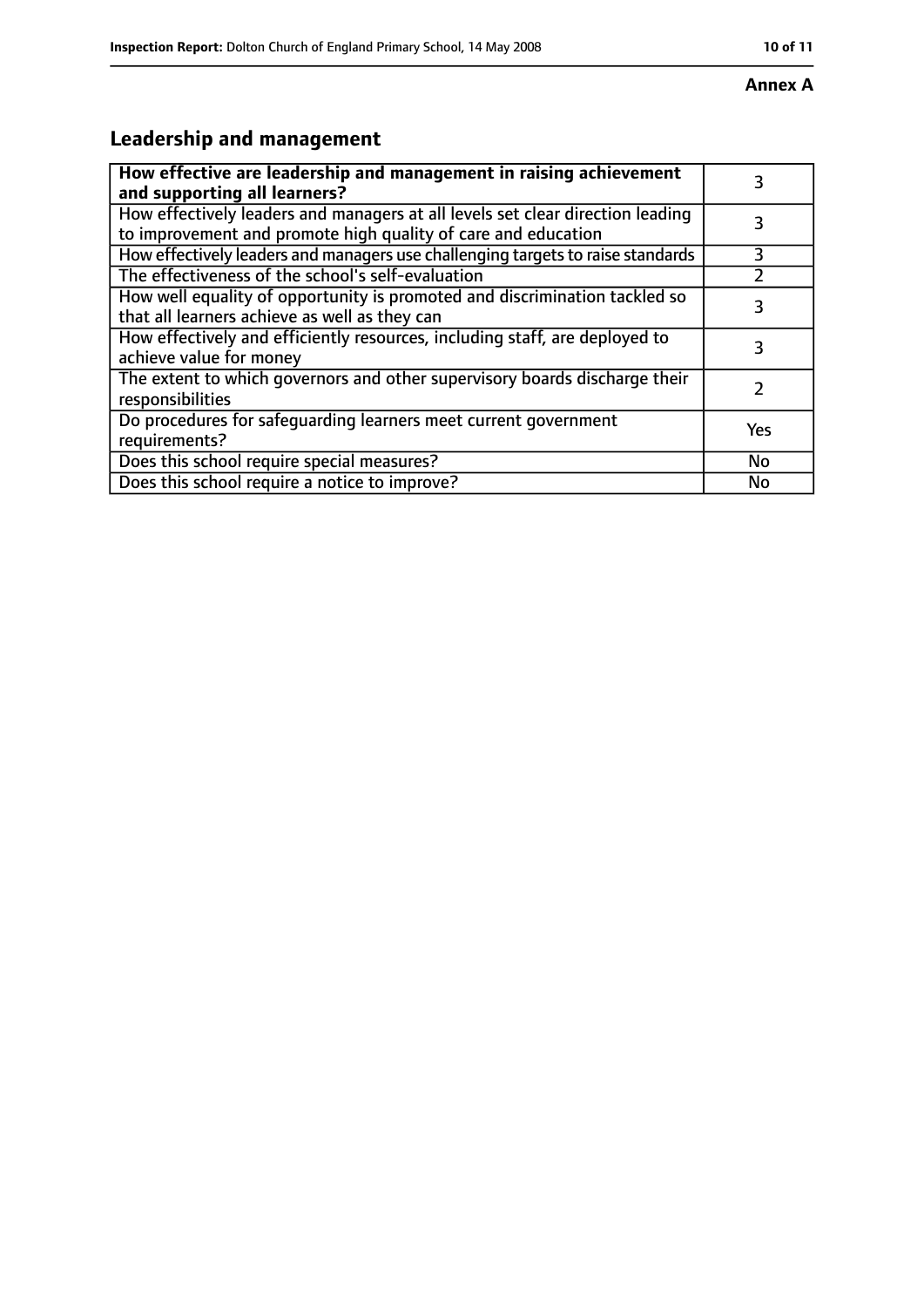**Annex A**

## Leadership and management

| **How effective are leadership and management in raising achievement and supporting all learners?** | 3 |
|---|---|
| How effectively leaders and managers at all levels set clear direction leading to improvement and promote high quality of care and education | 3 |
| How effectively leaders and managers use challenging targets to raise standards | 3 |
| The effectiveness of the school's self-evaluation | 2 |
| How well equality of opportunity is promoted and discrimination tackled so that all learners achieve as well as they can | 3 |
| How effectively and efficiently resources, including staff, are deployed to achieve value for money | 3 |
| The extent to which governors and other supervisory boards discharge their responsibilities | 2 |
| Do procedures for safeguarding learners meet current government requirements? | Yes |
| Does this school require special measures? | No |
| Does this school require a notice to improve? | No |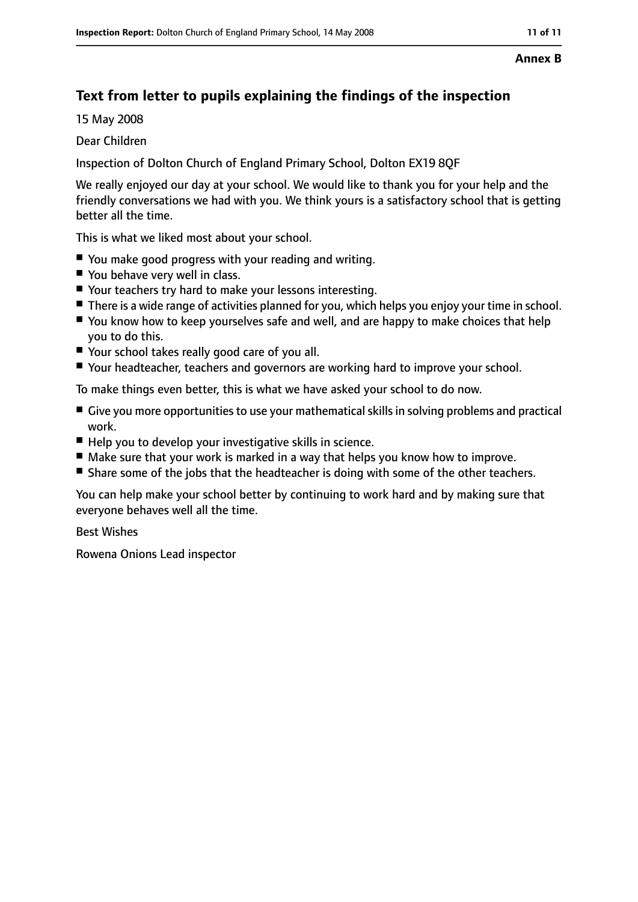**Annex B**

## Text from letter to pupils explaining the findings of the inspection

15 May 2008

Dear Children

Inspection of Dolton Church of England Primary School, Dolton EX19 8QF

We really enjoyed our day at your school. We would like to thank you for your help and the friendly conversations we had with you. We think yours is a satisfactory school that is getting better all the time.

This is what we liked most about your school.

- You make good progress with your reading and writing.
- You behave very well in class.
- Your teachers try hard to make your lessons interesting.
- There is a wide range of activities planned for you, which helps you enjoy your time in school.
- You know how to keep yourselves safe and well, and are happy to make choices that help you to do this.
- Your school takes really good care of you all.
- Your headteacher, teachers and governors are working hard to improve your school.

To make things even better, this is what we have asked your school to do now.

- Give you more opportunities to use your mathematical skills in solving problems and practical work.
- Help you to develop your investigative skills in science.
- Make sure that your work is marked in a way that helps you know how to improve.
- Share some of the jobs that the headteacher is doing with some of the other teachers.

You can help make your school better by continuing to work hard and by making sure that everyone behaves well all the time.

Best Wishes

Rowena Onions Lead inspector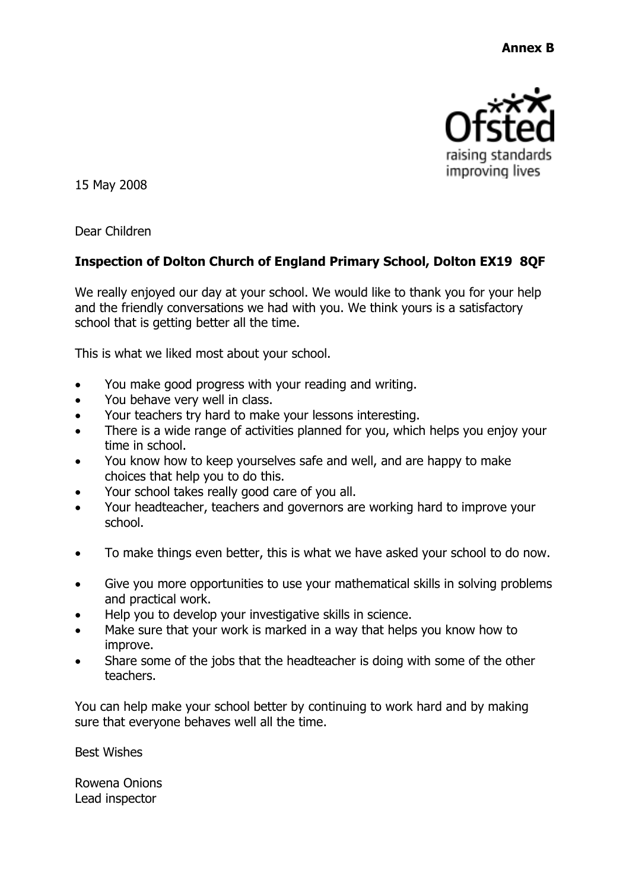**Annex B**

15 May 2008

Dear Children

**Inspection of Dolton Church of England Primary School, Dolton EX19 8QF**

We really enjoyed our day at your school. We would like to thank you for your help and the friendly conversations we had with you. We think yours is a satisfactory school that is getting better all the time.

This is what we liked most about your school.

- You make good progress with your reading and writing.
- You behave very well in class.
- Your teachers try hard to make your lessons interesting.
- There is a wide range of activities planned for you, which helps you enjoy your time in school.
- You know how to keep yourselves safe and well, and are happy to make choices that help you to do this.
- Your school takes really good care of you all.
- Your headteacher, teachers and governors are working hard to improve your school.

- To make things even better, this is what we have asked your school to do now.

- Give you more opportunities to use your mathematical skills in solving problems and practical work.
- Help you to develop your investigative skills in science.
- Make sure that your work is marked in a way that helps you know how to improve.
- Share some of the jobs that the headteacher is doing with some of the other teachers.

You can help make your school better by continuing to work hard and by making sure that everyone behaves well all the time.

Best Wishes

Rowena Onions
Lead inspector